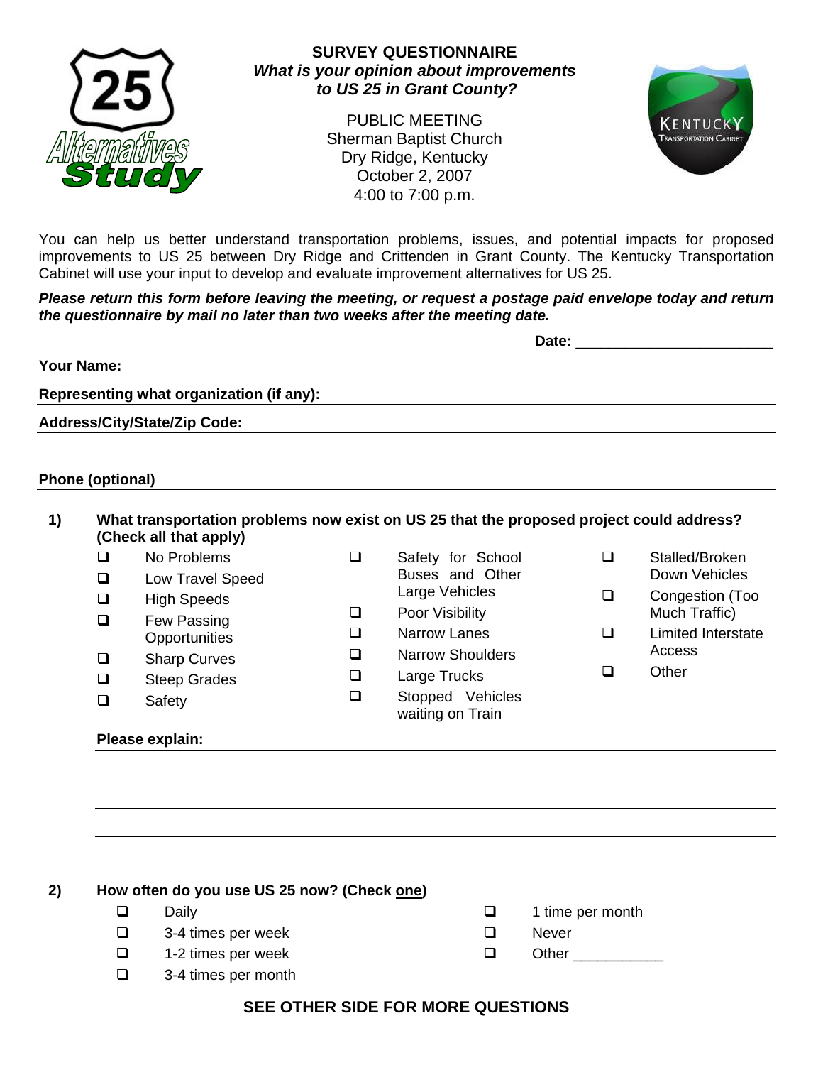**SURVEY QUESTIONNAIRE**
***What is your opinion about improvements to US 25 in Grant County?***

PUBLIC MEETING
Sherman Baptist Church
Dry Ridge, Kentucky
October 2, 2007
4:00 to 7:00 p.m.

You can help us better understand transportation problems, issues, and potential impacts for proposed improvements to US 25 between Dry Ridge and Crittenden in Grant County. The Kentucky Transportation Cabinet will use your input to develop and evaluate improvement alternatives for US 25.

***Please return this form before leaving the meeting, or request a postage paid envelope today and return the questionnaire by mail no later than two weeks after the meeting date.***

**Date:** ________________________

**Your Name:** ________________________

**Representing what organization (if any):** ________________________

**Address/City/State/Zip Code:** ________________________

________________________

**Phone (optional)** ________________________

**1) What transportation problems now exist on US 25 that the proposed project could address? (Check all that apply)**

- ❑ No Problems
- ❑ Low Travel Speed
- ❑ High Speeds
- ❑ Few Passing Opportunities
- ❑ Sharp Curves
- ❑ Steep Grades
- ❑ Safety
- ❑ Safety for School Buses and Other Large Vehicles
- ❑ Poor Visibility
- ❑ Narrow Lanes
- ❑ Narrow Shoulders
- ❑ Large Trucks
- ❑ Stopped Vehicles waiting on Train
- ❑ Stalled/Broken Down Vehicles
- ❑ Congestion (Too Much Traffic)
- ❑ Limited Interstate Access
- ❑ Other

**Please explain:** ________________________

________________________

________________________

________________________

________________________

**2) How often do you use US 25 now? (Check one)**

- ❑ Daily
- ❑ 3-4 times per week
- ❑ 1-2 times per week
- ❑ 3-4 times per month
- ❑ 1 time per month
- ❑ Never
- ❑ Other ___________

**SEE OTHER SIDE FOR MORE QUESTIONS**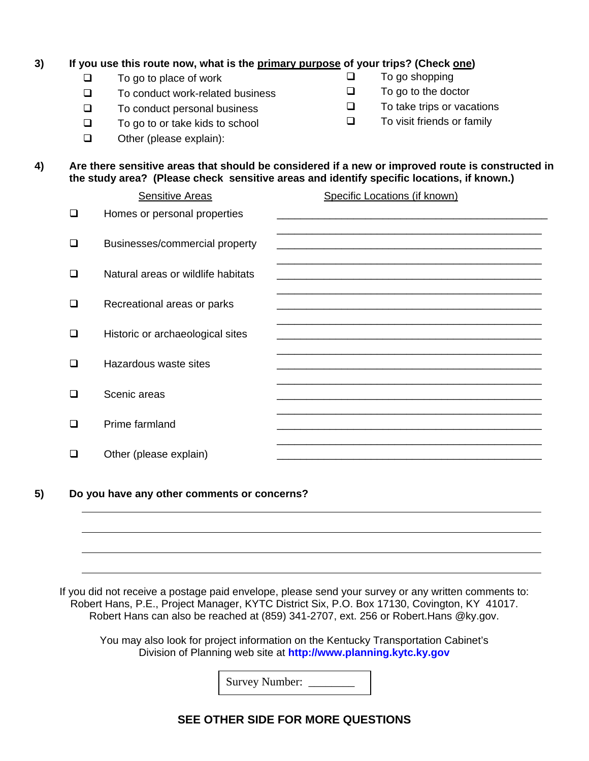**3) If you use this route now, what is the primary purpose of your trips? (Check one)**

- ❑ To go to place of work
- ❑ To conduct work-related business
- ❑ To conduct personal business
- ❑ To go to or take kids to school
- ❑ Other (please explain):
- ❑ To go shopping
- ❑ To go to the doctor
- ❑ To take trips or vacations
- ❑ To visit friends or family

**4) Are there sensitive areas that should be considered if a new or improved route is constructed in the study area? (Please check sensitive areas and identify specific locations, if known.)**

| Sensitive Areas | Specific Locations (if known) |
|---|---|
| ❑ Homes or personal properties | ______________________________ |
| ❑ Businesses/commercial property | ______________________________ |
| ❑ Natural areas or wildlife habitats | ______________________________ |
| ❑ Recreational areas or parks | ______________________________ |
| ❑ Historic or archaeological sites | ______________________________ |
| ❑ Hazardous waste sites | ______________________________ |
| ❑ Scenic areas | ______________________________ |
| ❑ Prime farmland | ______________________________ |
| ❑ Other (please explain) | ______________________________ |

**5) Do you have any other comments or concerns?**

______________________________________________________________________

______________________________________________________________________

______________________________________________________________________

______________________________________________________________________

If you did not receive a postage paid envelope, please send your survey or any written comments to: Robert Hans, P.E., Project Manager, KYTC District Six, P.O. Box 17130, Covington, KY 41017. Robert Hans can also be reached at (859) 341-2707, ext. 256 or Robert.Hans @ky.gov.

You may also look for project information on the Kentucky Transportation Cabinet's Division of Planning web site at **http://www.planning.kytc.ky.gov**

Survey Number: ________

**SEE OTHER SIDE FOR MORE QUESTIONS**